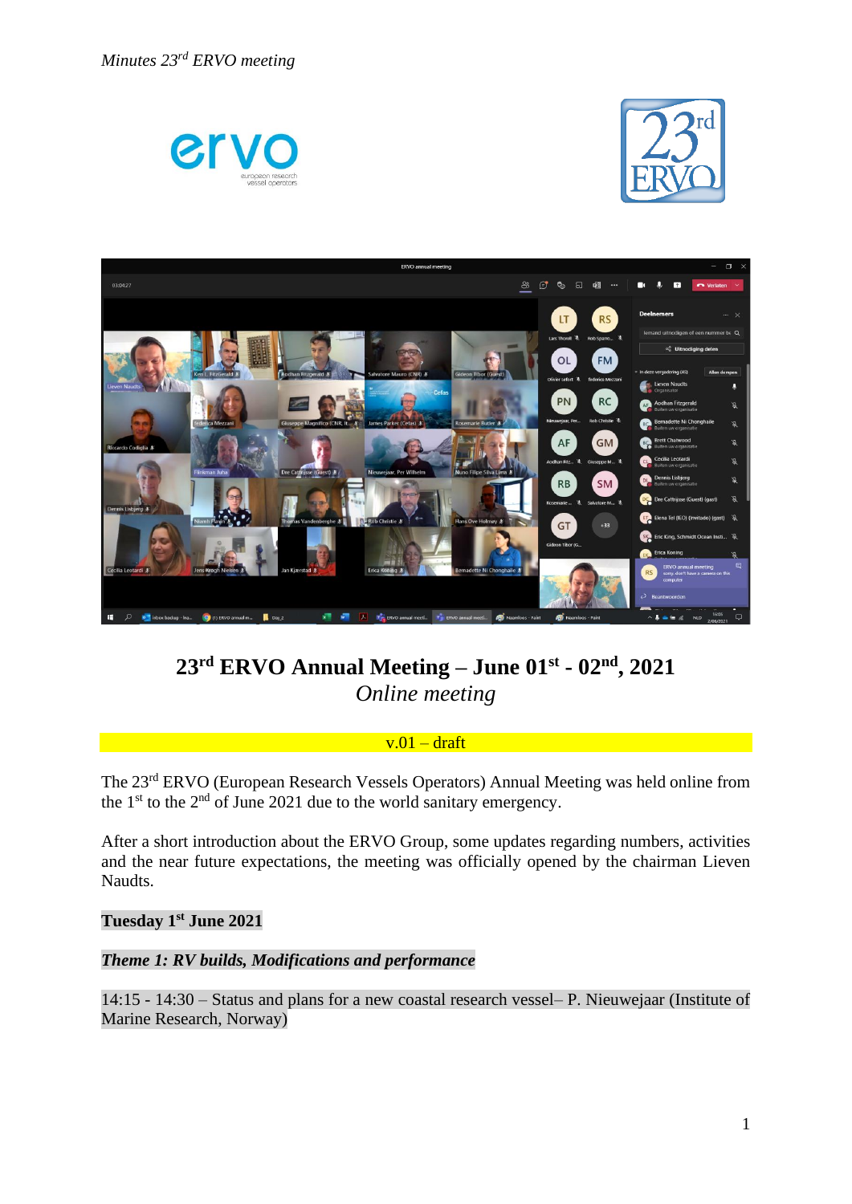# 23rd ERVO Annual Meeting – June 01st - 02nd, 2021

*Online meeting*

v.01 – draft

The 23rd ERVO (European Research Vessels Operators) Annual Meeting was held online from the 1st to the 2nd of June 2021 due to the world sanitary emergency.

After a short introduction about the ERVO Group, some updates regarding numbers, activities and the near future expectations, the meeting was officially opened by the chairman Lieven Naudts.

## Tuesday 1st June 2021

### *Theme 1: RV builds, Modifications and performance*

14:15 - 14:30 – Status and plans for a new coastal research vessel– P. Nieuwejaar (Institute of Marine Research, Norway)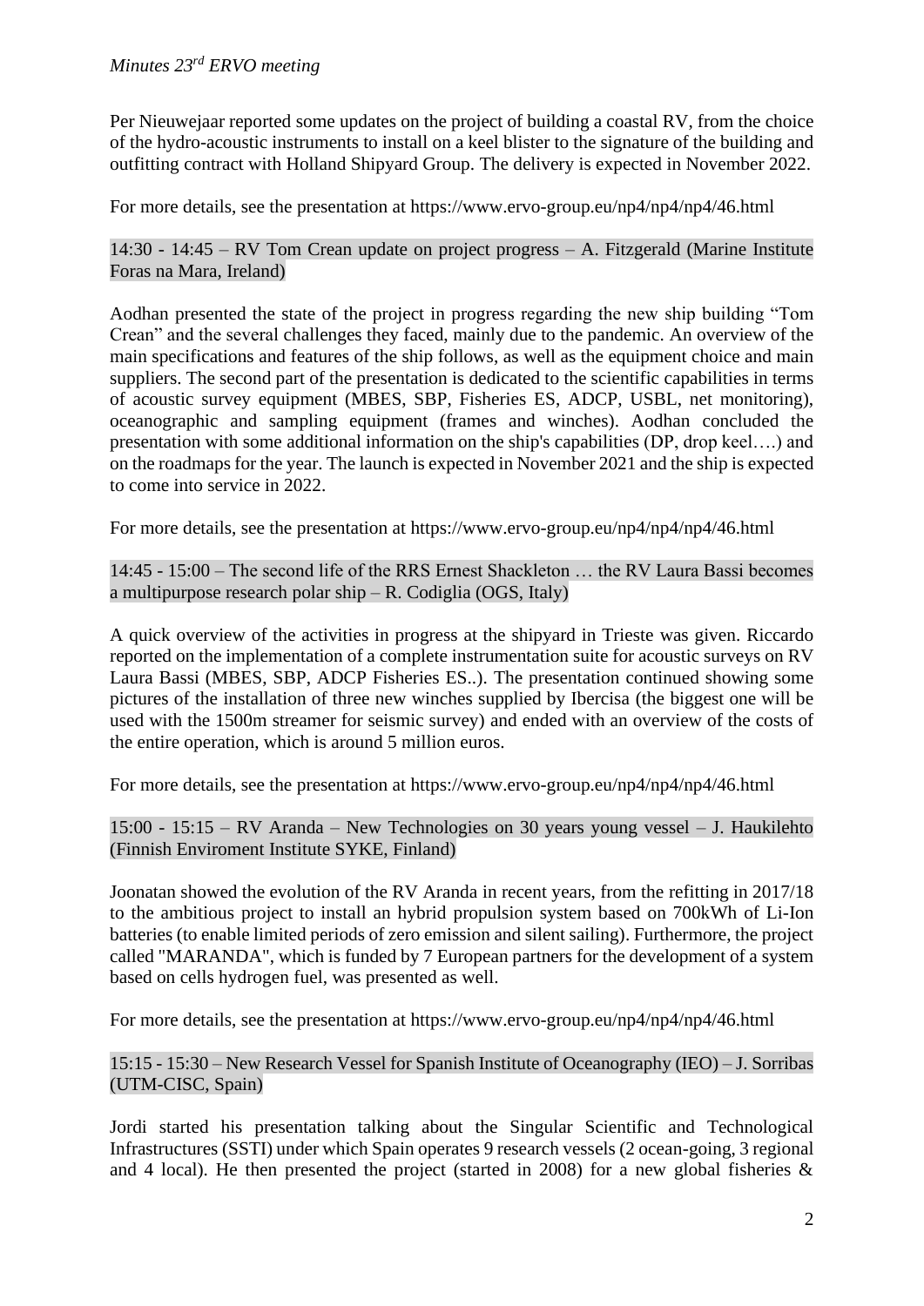Per Nieuwejaar reported some updates on the project of building a coastal RV, from the choice of the hydro-acoustic instruments to install on a keel blister to the signature of the building and outfitting contract with Holland Shipyard Group. The delivery is expected in November 2022.

For more details, see the presentation at https://www.ervo-group.eu/np4/np4/np4/46.html

### 14:30 - 14:45 – RV Tom Crean update on project progress – A. Fitzgerald (Marine Institute Foras na Mara, Ireland)

Aodhan presented the state of the project in progress regarding the new ship building "Tom Crean" and the several challenges they faced, mainly due to the pandemic. An overview of the main specifications and features of the ship follows, as well as the equipment choice and main suppliers. The second part of the presentation is dedicated to the scientific capabilities in terms of acoustic survey equipment (MBES, SBP, Fisheries ES, ADCP, USBL, net monitoring), oceanographic and sampling equipment (frames and winches). Aodhan concluded the presentation with some additional information on the ship's capabilities (DP, drop keel….) and on the roadmaps for the year. The launch is expected in November 2021 and the ship is expected to come into service in 2022.

For more details, see the presentation at https://www.ervo-group.eu/np4/np4/np4/46.html

### 14:45 - 15:00 – The second life of the RRS Ernest Shackleton … the RV Laura Bassi becomes a multipurpose research polar ship – R. Codiglia (OGS, Italy)

A quick overview of the activities in progress at the shipyard in Trieste was given. Riccardo reported on the implementation of a complete instrumentation suite for acoustic surveys on RV Laura Bassi (MBES, SBP, ADCP Fisheries ES..). The presentation continued showing some pictures of the installation of three new winches supplied by Ibercisa (the biggest one will be used with the 1500m streamer for seismic survey) and ended with an overview of the costs of the entire operation, which is around 5 million euros.

For more details, see the presentation at https://www.ervo-group.eu/np4/np4/np4/46.html

### 15:00 - 15:15 – RV Aranda – New Technologies on 30 years young vessel – J. Haukilehto (Finnish Enviroment Institute SYKE, Finland)

Joonatan showed the evolution of the RV Aranda in recent years, from the refitting in 2017/18 to the ambitious project to install an hybrid propulsion system based on 700kWh of Li-Ion batteries (to enable limited periods of zero emission and silent sailing). Furthermore, the project called "MARANDA", which is funded by 7 European partners for the development of a system based on cells hydrogen fuel, was presented as well.

For more details, see the presentation at https://www.ervo-group.eu/np4/np4/np4/46.html

### 15:15 - 15:30 – New Research Vessel for Spanish Institute of Oceanography (IEO) – J. Sorribas (UTM-CISC, Spain)

Jordi started his presentation talking about the Singular Scientific and Technological Infrastructures (SSTI) under which Spain operates 9 research vessels (2 ocean-going, 3 regional and 4 local). He then presented the project (started in 2008) for a new global fisheries &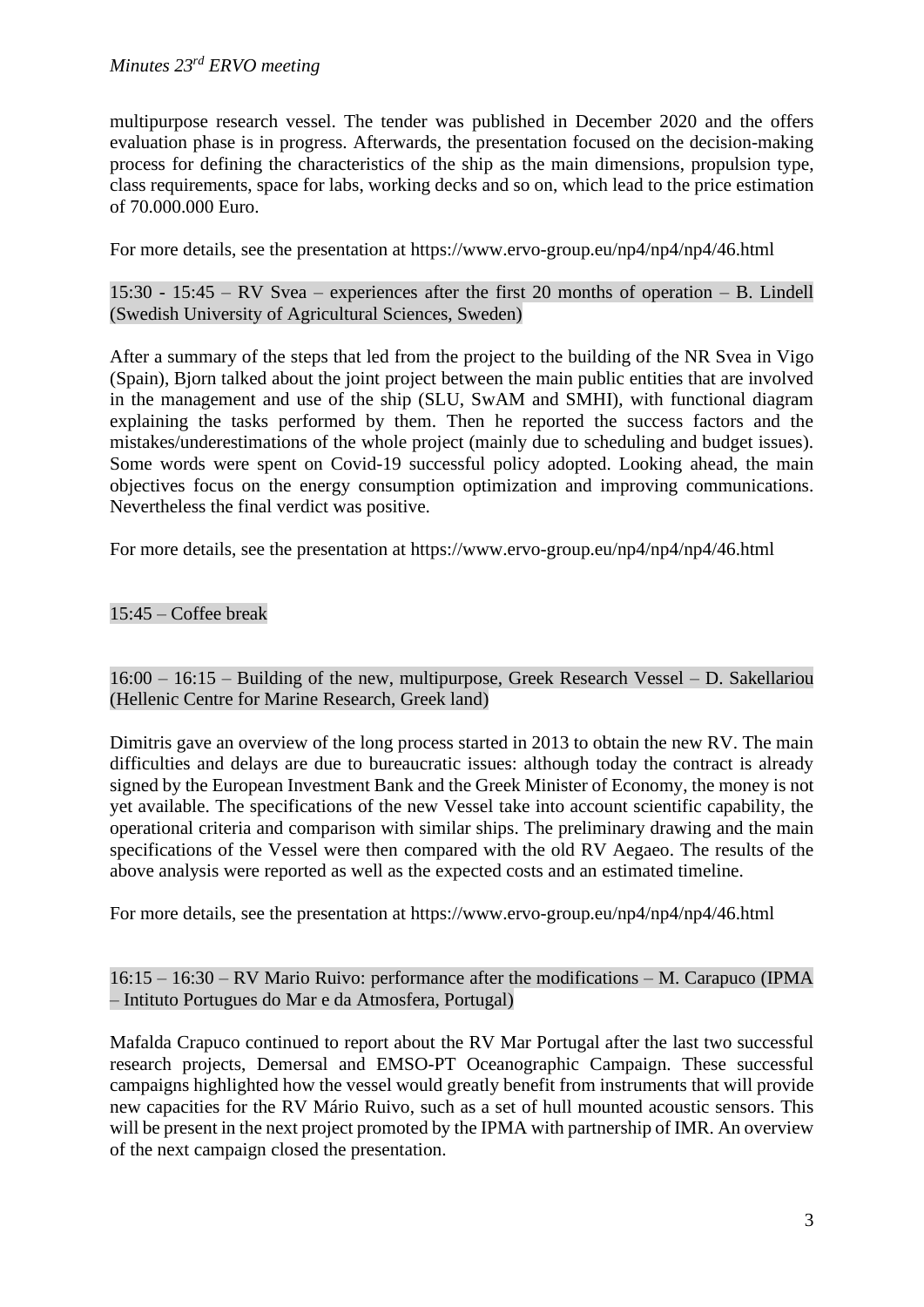multipurpose research vessel. The tender was published in December 2020 and the offers evaluation phase is in progress. Afterwards, the presentation focused on the decision-making process for defining the characteristics of the ship as the main dimensions, propulsion type, class requirements, space for labs, working decks and so on, which lead to the price estimation of 70.000.000 Euro.

For more details, see the presentation at https://www.ervo-group.eu/np4/np4/np4/46.html

15:30 - 15:45 – RV Svea – experiences after the first 20 months of operation – B. Lindell (Swedish University of Agricultural Sciences, Sweden)

After a summary of the steps that led from the project to the building of the NR Svea in Vigo (Spain), Bjorn talked about the joint project between the main public entities that are involved in the management and use of the ship (SLU, SwAM and SMHI), with functional diagram explaining the tasks performed by them. Then he reported the success factors and the mistakes/underestimations of the whole project (mainly due to scheduling and budget issues). Some words were spent on Covid-19 successful policy adopted. Looking ahead, the main objectives focus on the energy consumption optimization and improving communications. Nevertheless the final verdict was positive.

For more details, see the presentation at https://www.ervo-group.eu/np4/np4/np4/46.html

15:45 – Coffee break

16:00 – 16:15 – Building of the new, multipurpose, Greek Research Vessel – D. Sakellariou (Hellenic Centre for Marine Research, Greek land)

Dimitris gave an overview of the long process started in 2013 to obtain the new RV. The main difficulties and delays are due to bureaucratic issues: although today the contract is already signed by the European Investment Bank and the Greek Minister of Economy, the money is not yet available. The specifications of the new Vessel take into account scientific capability, the operational criteria and comparison with similar ships. The preliminary drawing and the main specifications of the Vessel were then compared with the old RV Aegaeo. The results of the above analysis were reported as well as the expected costs and an estimated timeline.

For more details, see the presentation at https://www.ervo-group.eu/np4/np4/np4/46.html

16:15 – 16:30 – RV Mario Ruivo: performance after the modifications – M. Carapuco (IPMA – Intituto Portugues do Mar e da Atmosfera, Portugal)

Mafalda Crapuco continued to report about the RV Mar Portugal after the last two successful research projects, Demersal and EMSO-PT Oceanographic Campaign. These successful campaigns highlighted how the vessel would greatly benefit from instruments that will provide new capacities for the RV Mário Ruivo, such as a set of hull mounted acoustic sensors. This will be present in the next project promoted by the IPMA with partnership of IMR. An overview of the next campaign closed the presentation.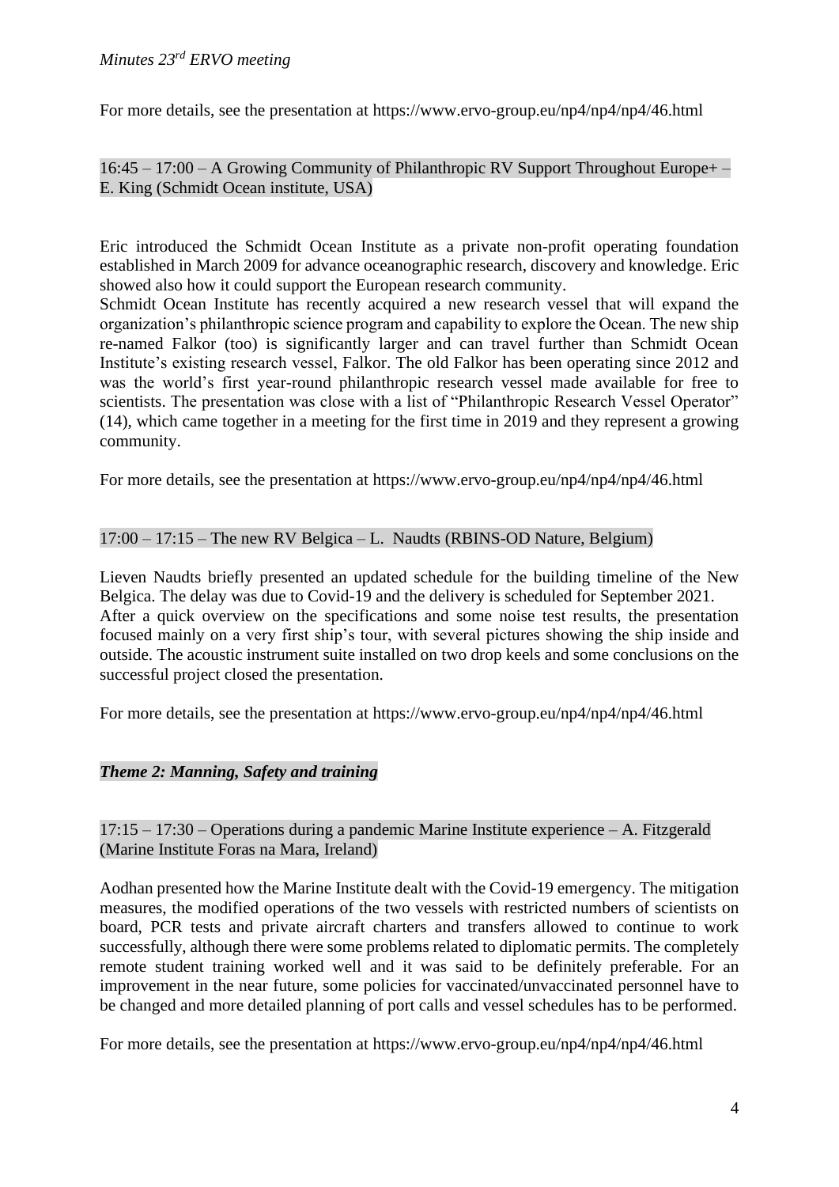For more details, see the presentation at https://www.ervo-group.eu/np4/np4/np4/46.html

16:45 – 17:00 – A Growing Community of Philanthropic RV Support Throughout Europe+ – E. King (Schmidt Ocean institute, USA)

Eric introduced the Schmidt Ocean Institute as a private non-profit operating foundation established in March 2009 for advance oceanographic research, discovery and knowledge. Eric showed also how it could support the European research community.
Schmidt Ocean Institute has recently acquired a new research vessel that will expand the organization's philanthropic science program and capability to explore the Ocean. The new ship re-named Falkor (too) is significantly larger and can travel further than Schmidt Ocean Institute's existing research vessel, Falkor. The old Falkor has been operating since 2012 and was the world's first year-round philanthropic research vessel made available for free to scientists. The presentation was close with a list of "Philanthropic Research Vessel Operator" (14), which came together in a meeting for the first time in 2019 and they represent a growing community.

For more details, see the presentation at https://www.ervo-group.eu/np4/np4/np4/46.html

17:00 – 17:15 – The new RV Belgica – L. Naudts (RBINS-OD Nature, Belgium)

Lieven Naudts briefly presented an updated schedule for the building timeline of the New Belgica. The delay was due to Covid-19 and the delivery is scheduled for September 2021.
After a quick overview on the specifications and some noise test results, the presentation focused mainly on a very first ship's tour, with several pictures showing the ship inside and outside. The acoustic instrument suite installed on two drop keels and some conclusions on the successful project closed the presentation.

For more details, see the presentation at https://www.ervo-group.eu/np4/np4/np4/46.html

***Theme 2: Manning, Safety and training***

17:15 – 17:30 – Operations during a pandemic Marine Institute experience – A. Fitzgerald (Marine Institute Foras na Mara, Ireland)

Aodhan presented how the Marine Institute dealt with the Covid-19 emergency. The mitigation measures, the modified operations of the two vessels with restricted numbers of scientists on board, PCR tests and private aircraft charters and transfers allowed to continue to work successfully, although there were some problems related to diplomatic permits. The completely remote student training worked well and it was said to be definitely preferable. For an improvement in the near future, some policies for vaccinated/unvaccinated personnel have to be changed and more detailed planning of port calls and vessel schedules has to be performed.

For more details, see the presentation at https://www.ervo-group.eu/np4/np4/np4/46.html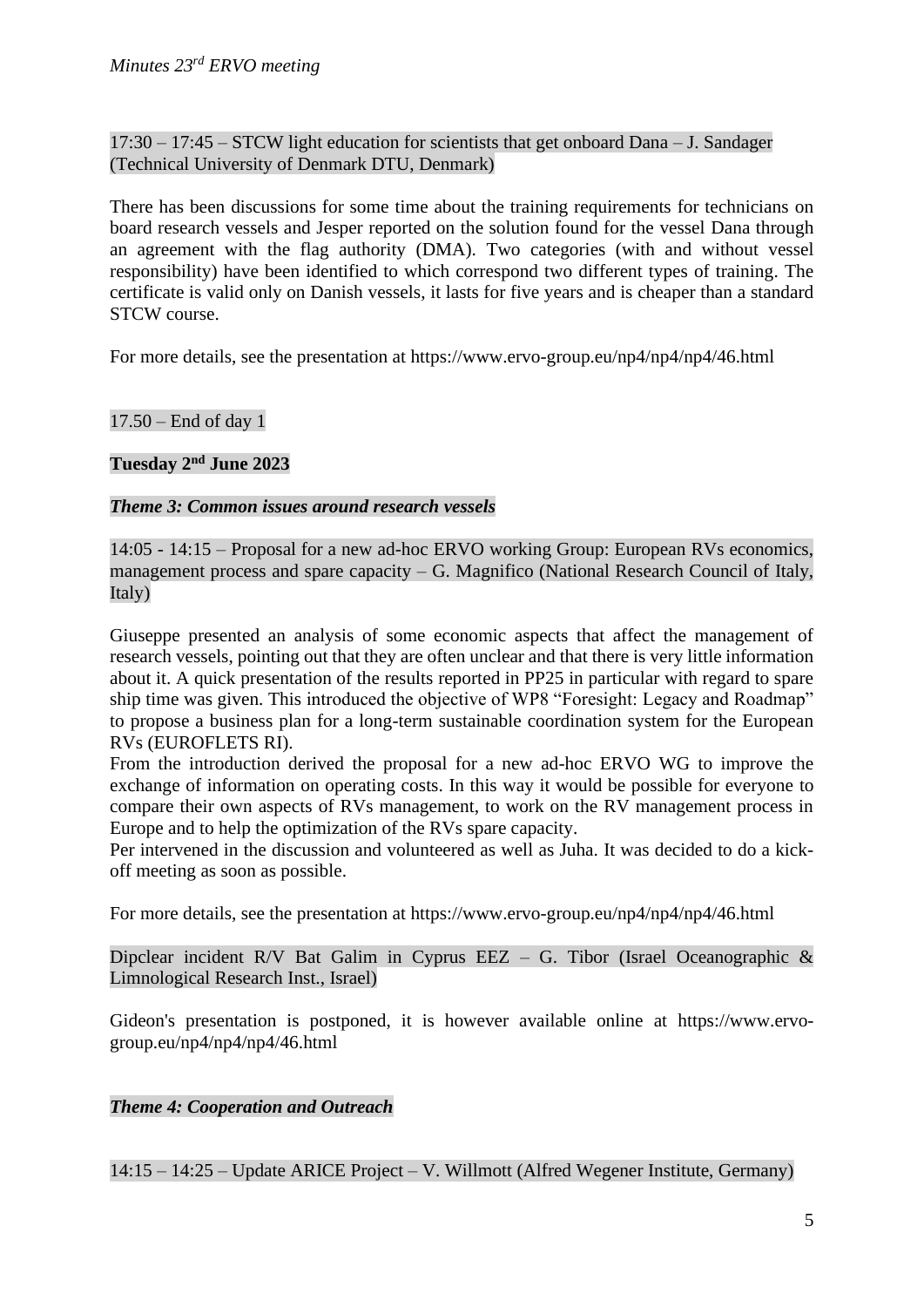17:30 – 17:45 – STCW light education for scientists that get onboard Dana – J. Sandager (Technical University of Denmark DTU, Denmark)

There has been discussions for some time about the training requirements for technicians on board research vessels and Jesper reported on the solution found for the vessel Dana through an agreement with the flag authority (DMA). Two categories (with and without vessel responsibility) have been identified to which correspond two different types of training. The certificate is valid only on Danish vessels, it lasts for five years and is cheaper than a standard STCW course.

For more details, see the presentation at https://www.ervo-group.eu/np4/np4/np4/46.html

17.50 – End of day 1

**Tuesday 2nd June 2023**

***Theme 3: Common issues around research vessels***

14:05 - 14:15 – Proposal for a new ad-hoc ERVO working Group: European RVs economics, management process and spare capacity – G. Magnifico (National Research Council of Italy, Italy)

Giuseppe presented an analysis of some economic aspects that affect the management of research vessels, pointing out that they are often unclear and that there is very little information about it. A quick presentation of the results reported in PP25 in particular with regard to spare ship time was given. This introduced the objective of WP8 "Foresight: Legacy and Roadmap" to propose a business plan for a long-term sustainable coordination system for the European RVs (EUROFLETS RI).
From the introduction derived the proposal for a new ad-hoc ERVO WG to improve the exchange of information on operating costs. In this way it would be possible for everyone to compare their own aspects of RVs management, to work on the RV management process in Europe and to help the optimization of the RVs spare capacity.
Per intervened in the discussion and volunteered as well as Juha. It was decided to do a kick-off meeting as soon as possible.

For more details, see the presentation at https://www.ervo-group.eu/np4/np4/np4/46.html

Dipclear incident R/V Bat Galim in Cyprus EEZ – G. Tibor (Israel Oceanographic & Limnological Research Inst., Israel)

Gideon's presentation is postponed, it is however available online at https://www.ervo-group.eu/np4/np4/np4/46.html

***Theme 4: Cooperation and Outreach***

14:15 – 14:25 – Update ARICE Project – V. Willmott (Alfred Wegener Institute, Germany)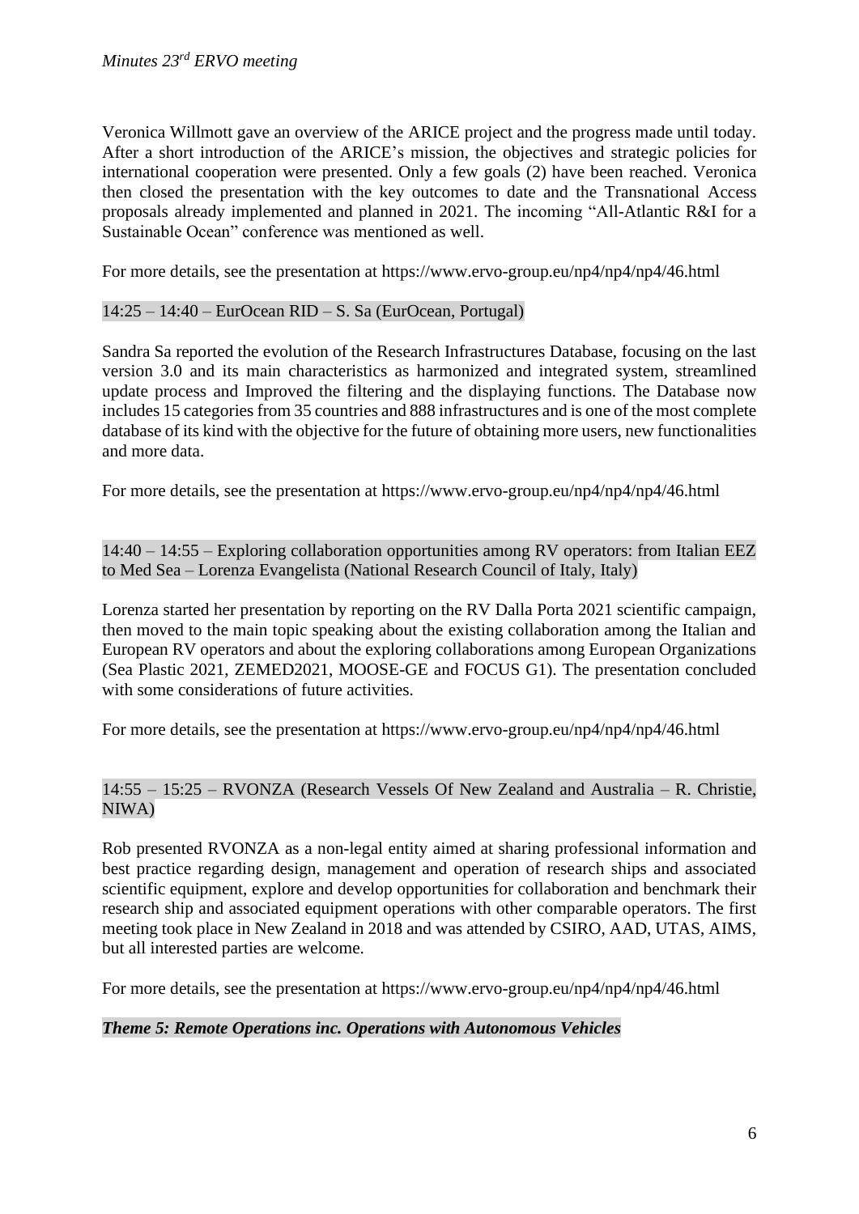Veronica Willmott gave an overview of the ARICE project and the progress made until today. After a short introduction of the ARICE's mission, the objectives and strategic policies for international cooperation were presented. Only a few goals (2) have been reached. Veronica then closed the presentation with the key outcomes to date and the Transnational Access proposals already implemented and planned in 2021. The incoming "All-Atlantic R&I for a Sustainable Ocean" conference was mentioned as well.

For more details, see the presentation at https://www.ervo-group.eu/np4/np4/np4/46.html

14:25 – 14:40 – EurOcean RID – S. Sa (EurOcean, Portugal)

Sandra Sa reported the evolution of the Research Infrastructures Database, focusing on the last version 3.0 and its main characteristics as harmonized and integrated system, streamlined update process and Improved the filtering and the displaying functions. The Database now includes 15 categories from 35 countries and 888 infrastructures and is one of the most complete database of its kind with the objective for the future of obtaining more users, new functionalities and more data.

For more details, see the presentation at https://www.ervo-group.eu/np4/np4/np4/46.html

14:40 – 14:55 – Exploring collaboration opportunities among RV operators: from Italian EEZ to Med Sea – Lorenza Evangelista (National Research Council of Italy, Italy)

Lorenza started her presentation by reporting on the RV Dalla Porta 2021 scientific campaign, then moved to the main topic speaking about the existing collaboration among the Italian and European RV operators and about the exploring collaborations among European Organizations (Sea Plastic 2021, ZEMED2021, MOOSE-GE and FOCUS G1). The presentation concluded with some considerations of future activities.

For more details, see the presentation at https://www.ervo-group.eu/np4/np4/np4/46.html

14:55 – 15:25 – RVONZA (Research Vessels Of New Zealand and Australia – R. Christie, NIWA)

Rob presented RVONZA as a non-legal entity aimed at sharing professional information and best practice regarding design, management and operation of research ships and associated scientific equipment, explore and develop opportunities for collaboration and benchmark their research ship and associated equipment operations with other comparable operators. The first meeting took place in New Zealand in 2018 and was attended by CSIRO, AAD, UTAS, AIMS, but all interested parties are welcome.

For more details, see the presentation at https://www.ervo-group.eu/np4/np4/np4/46.html

***Theme 5: Remote Operations inc. Operations with Autonomous Vehicles***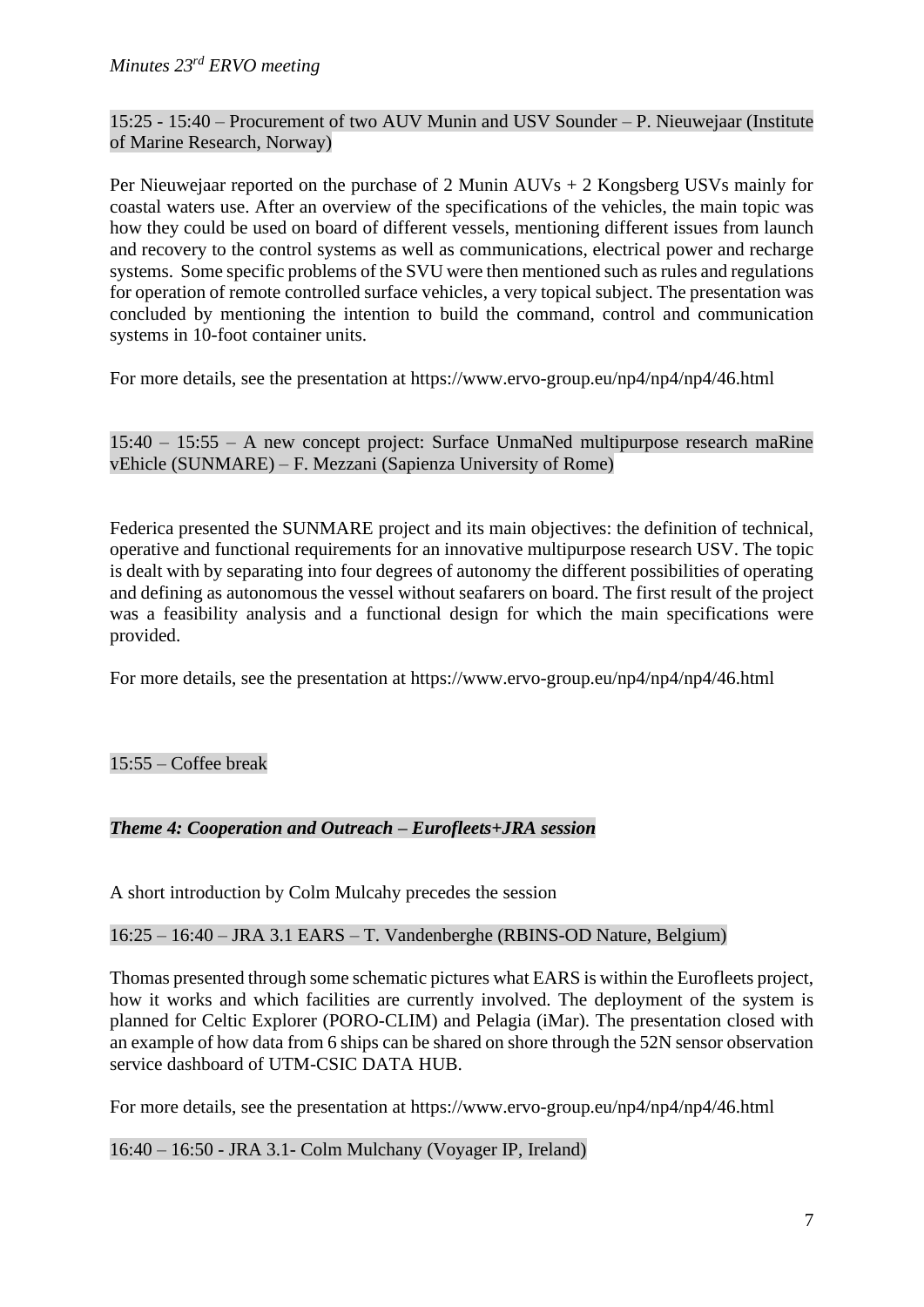15:25 - 15:40 – Procurement of two AUV Munin and USV Sounder – P. Nieuwejaar (Institute of Marine Research, Norway)

Per Nieuwejaar reported on the purchase of 2 Munin AUVs + 2 Kongsberg USVs mainly for coastal waters use. After an overview of the specifications of the vehicles, the main topic was how they could be used on board of different vessels, mentioning different issues from launch and recovery to the control systems as well as communications, electrical power and recharge systems. Some specific problems of the SVU were then mentioned such as rules and regulations for operation of remote controlled surface vehicles, a very topical subject. The presentation was concluded by mentioning the intention to build the command, control and communication systems in 10-foot container units.

For more details, see the presentation at https://www.ervo-group.eu/np4/np4/np4/46.html

15:40 – 15:55 – A new concept project: Surface UnmaNed multipurpose research maRine vEhicle (SUNMARE) – F. Mezzani (Sapienza University of Rome)

Federica presented the SUNMARE project and its main objectives: the definition of technical, operative and functional requirements for an innovative multipurpose research USV. The topic is dealt with by separating into four degrees of autonomy the different possibilities of operating and defining as autonomous the vessel without seafarers on board. The first result of the project was a feasibility analysis and a functional design for which the main specifications were provided.

For more details, see the presentation at https://www.ervo-group.eu/np4/np4/np4/46.html

15:55 – Coffee break

***Theme 4: Cooperation and Outreach – Eurofleets+JRA session***

A short introduction by Colm Mulcahy precedes the session

16:25 – 16:40 – JRA 3.1 EARS – T. Vandenberghe (RBINS-OD Nature, Belgium)

Thomas presented through some schematic pictures what EARS is within the Eurofleets project, how it works and which facilities are currently involved. The deployment of the system is planned for Celtic Explorer (PORO-CLIM) and Pelagia (iMar). The presentation closed with an example of how data from 6 ships can be shared on shore through the 52N sensor observation service dashboard of UTM-CSIC DATA HUB.

For more details, see the presentation at https://www.ervo-group.eu/np4/np4/np4/46.html

16:40 – 16:50 - JRA 3.1- Colm Mulchany (Voyager IP, Ireland)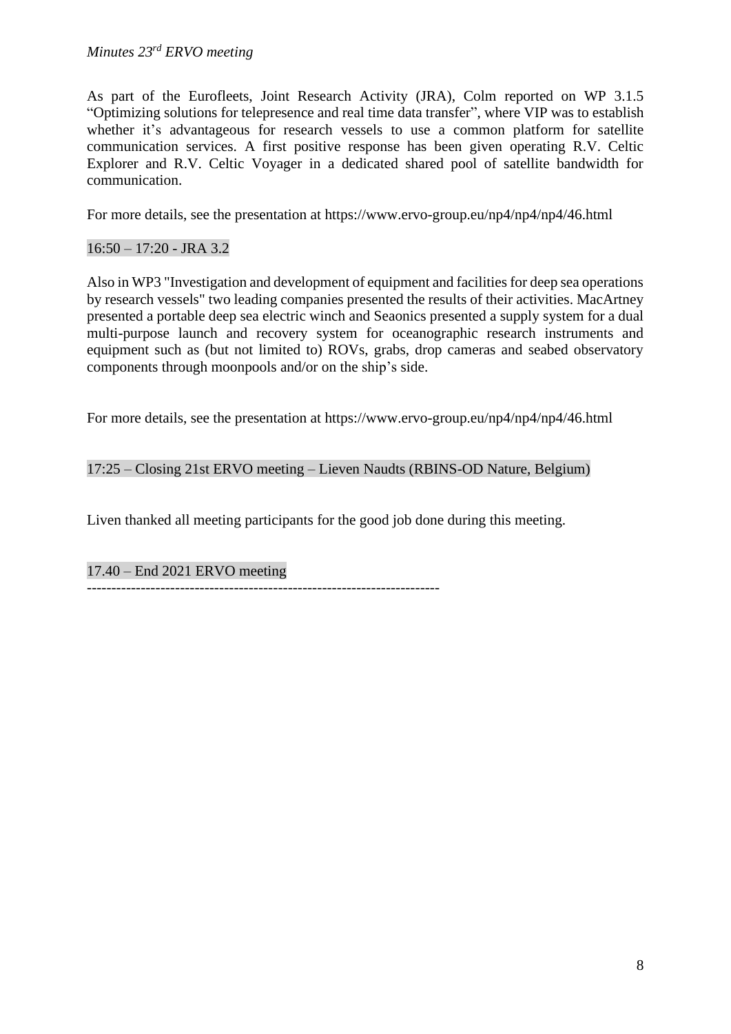As part of the Eurofleets, Joint Research Activity (JRA), Colm reported on WP 3.1.5 "Optimizing solutions for telepresence and real time data transfer", where VIP was to establish whether it's advantageous for research vessels to use a common platform for satellite communication services. A first positive response has been given operating R.V. Celtic Explorer and R.V. Celtic Voyager in a dedicated shared pool of satellite bandwidth for communication.

For more details, see the presentation at https://www.ervo-group.eu/np4/np4/np4/46.html

16:50 – 17:20 - JRA 3.2

Also in WP3 "Investigation and development of equipment and facilities for deep sea operations by research vessels" two leading companies presented the results of their activities. MacArtney presented a portable deep sea electric winch and Seaonics presented a supply system for a dual multi-purpose launch and recovery system for oceanographic research instruments and equipment such as (but not limited to) ROVs, grabs, drop cameras and seabed observatory components through moonpools and/or on the ship's side.

For more details, see the presentation at https://www.ervo-group.eu/np4/np4/np4/46.html

17:25 – Closing 21st ERVO meeting – Lieven Naudts (RBINS-OD Nature, Belgium)

Liven thanked all meeting participants for the good job done during this meeting.

17.40 – End 2021 ERVO meeting

----------------------------------------------------------------------